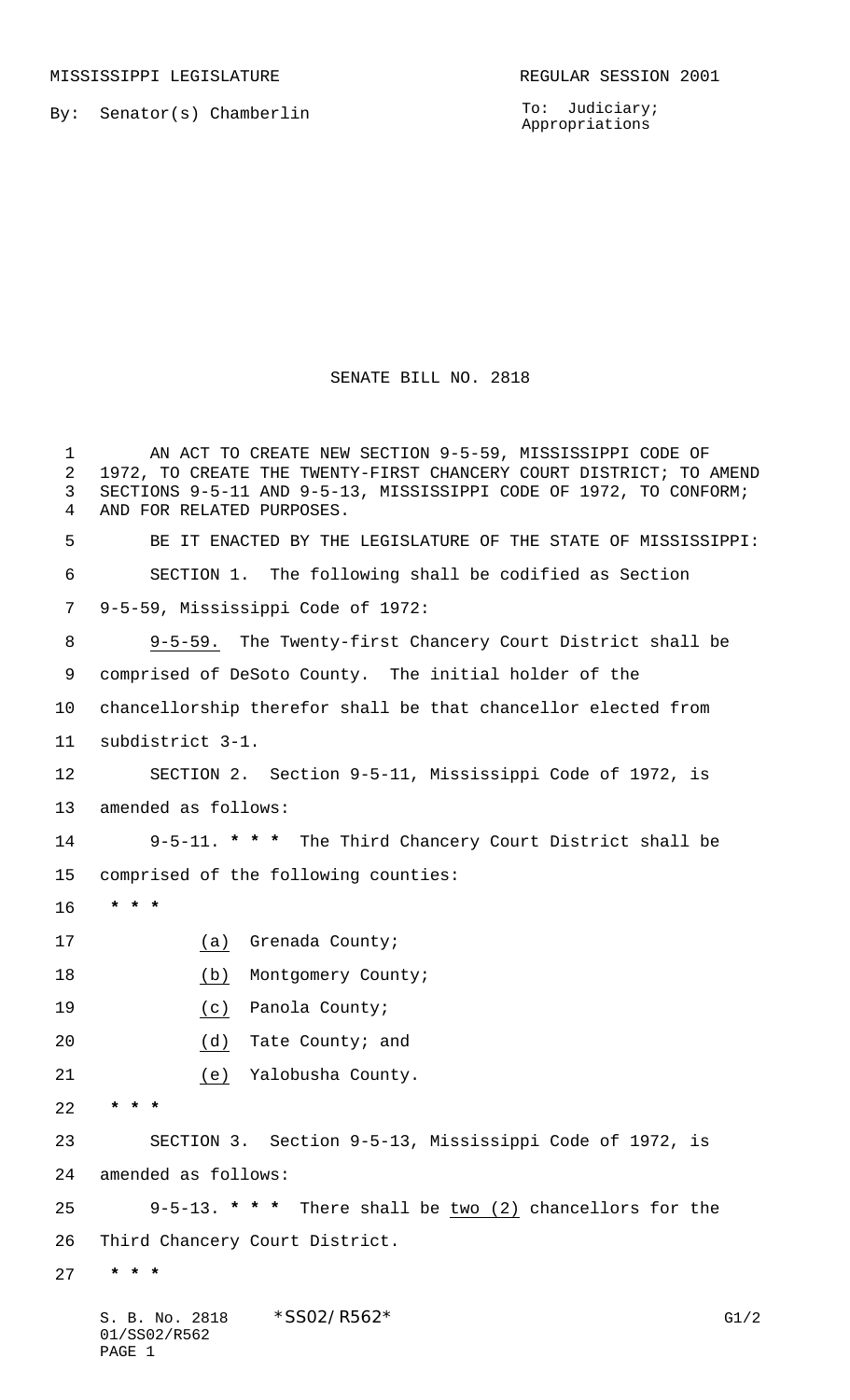MISSISSIPPI LEGISLATURE — REGULAR SESSION 2001

By: Senator(s) Chamberlin

To: Judiciary; Appropriations

# SENATE BILL NO. 2818

AN ACT TO CREATE NEW SECTION 9-5-59, MISSISSIPPI CODE OF 1972, TO CREATE THE TWENTY-FIRST CHANCERY COURT DISTRICT; TO AMEND SECTIONS 9-5-11 AND 9-5-13, MISSISSIPPI CODE OF 1972, TO CONFORM; AND FOR RELATED PURPOSES.

BE IT ENACTED BY THE LEGISLATURE OF THE STATE OF MISSISSIPPI:

SECTION 1. The following shall be codified as Section 9-5-59, Mississippi Code of 1972:

9-5-59. The Twenty-first Chancery Court District shall be comprised of DeSoto County. The initial holder of the chancellorship therefor shall be that chancellor elected from subdistrict 3-1.

SECTION 2. Section 9-5-11, Mississippi Code of 1972, is amended as follows:

9-5-11. **\* \* \*** The Third Chancery Court District shall be comprised of the following counties:

**\* \* \***

(a) Grenada County;

(b) Montgomery County;

(c) Panola County;

(d) Tate County; and

(e) Yalobusha County.

**\* \* \***

SECTION 3. Section 9-5-13, Mississippi Code of 1972, is amended as follows:

9-5-13. **\* \* \*** There shall be two (2) chancellors for the Third Chancery Court District.

**\* \* \***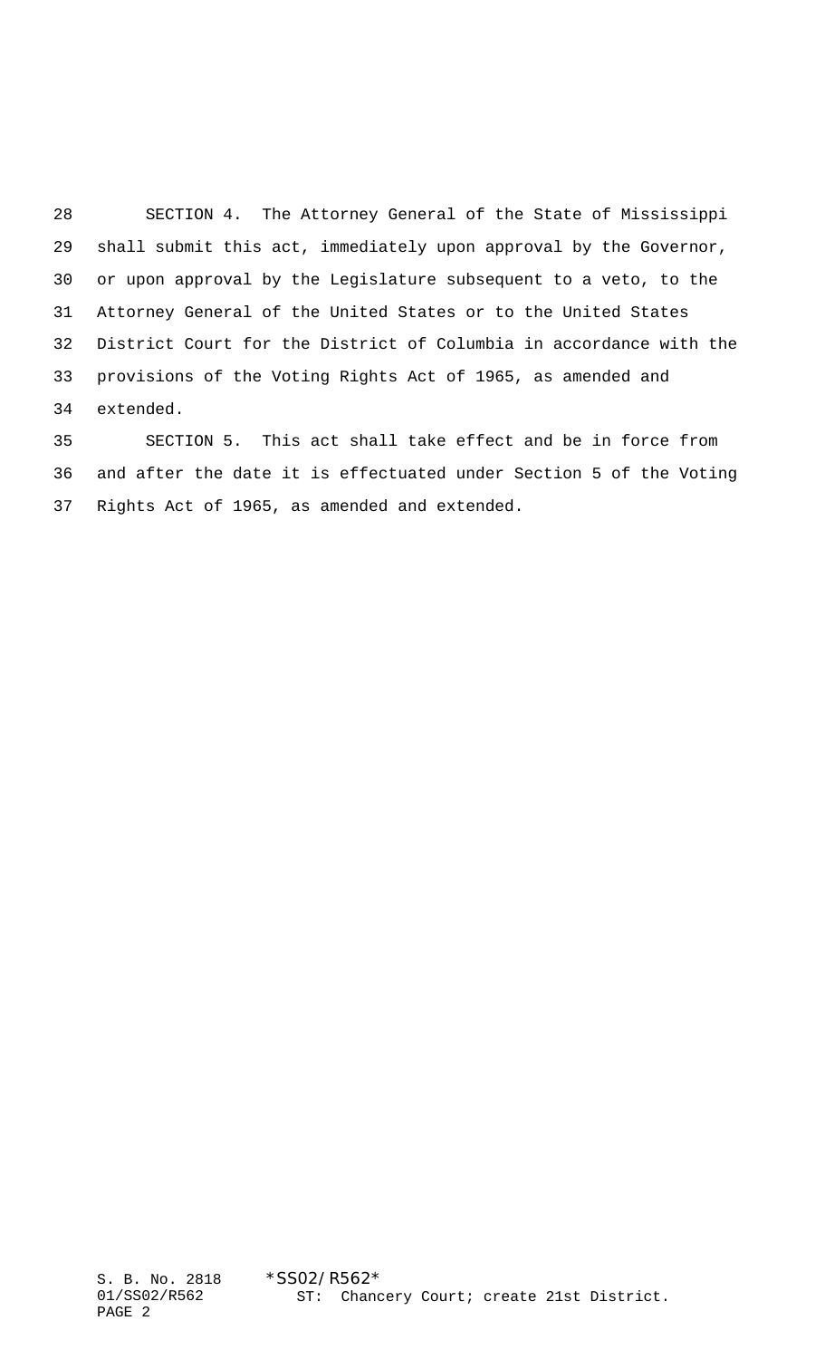SECTION 4. The Attorney General of the State of Mississippi shall submit this act, immediately upon approval by the Governor, or upon approval by the Legislature subsequent to a veto, to the Attorney General of the United States or to the United States District Court for the District of Columbia in accordance with the provisions of the Voting Rights Act of 1965, as amended and extended.

SECTION 5. This act shall take effect and be in force from and after the date it is effectuated under Section 5 of the Voting Rights Act of 1965, as amended and extended.